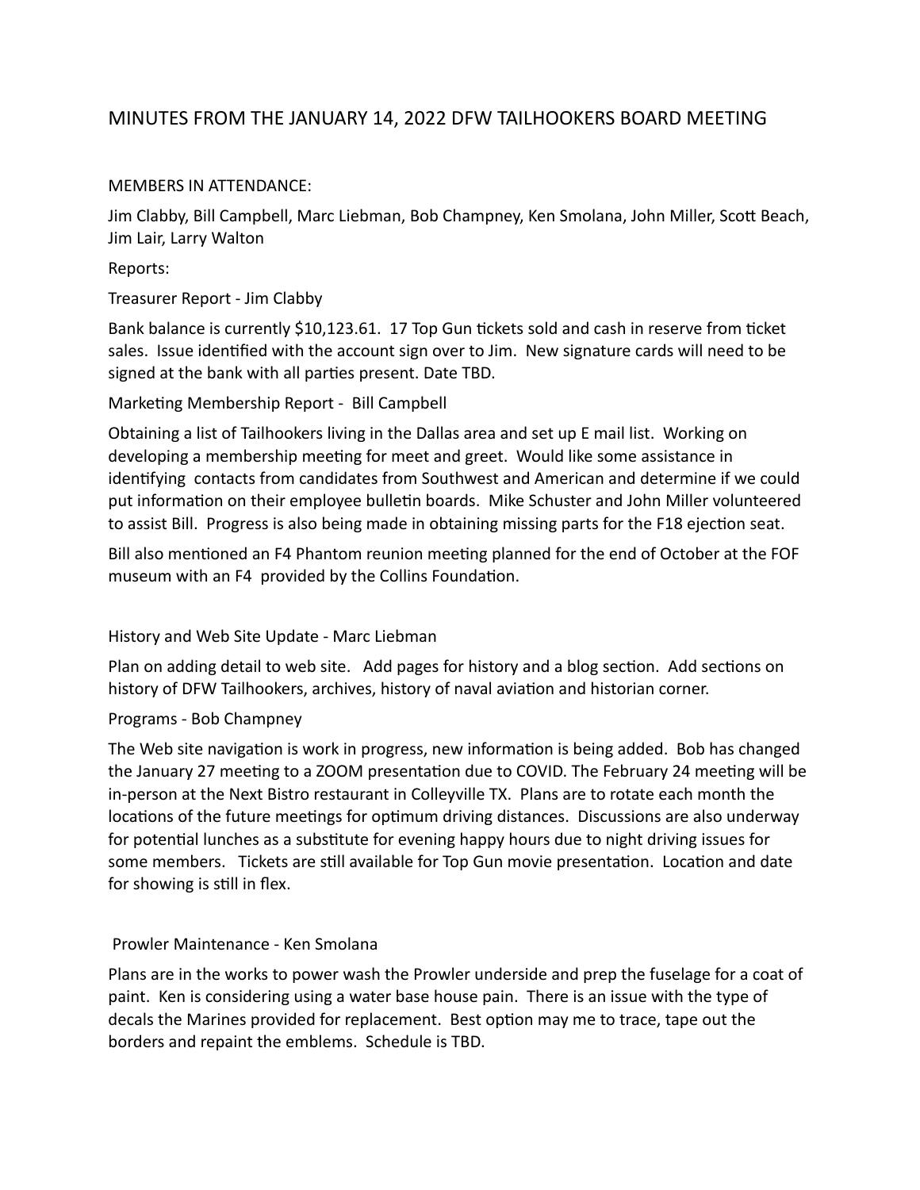# MINUTES FROM THE JANUARY 14, 2022 DFW TAILHOOKERS BOARD MEETING

MEMBERS IN ATTENDANCE:

Jim Clabby, Bill Campbell, Marc Liebman, Bob Champney, Ken Smolana, John Miller, Scott Beach, Jim Lair, Larry Walton

Reports:

Treasurer Report - Jim Clabby

Bank balance is currently $10,123.61. 17 Top Gun tickets sold and cash in reserve from ticket sales. Issue identified with the account sign over to Jim. New signature cards will need to be signed at the bank with all parties present. Date TBD.

Marketing Membership Report - Bill Campbell

Obtaining a list of Tailhookers living in the Dallas area and set up E mail list. Working on developing a membership meeting for meet and greet. Would like some assistance in identifying contacts from candidates from Southwest and American and determine if we could put information on their employee bulletin boards. Mike Schuster and John Miller volunteered to assist Bill. Progress is also being made in obtaining missing parts for the F18 ejection seat.

Bill also mentioned an F4 Phantom reunion meeting planned for the end of October at the FOF museum with an F4 provided by the Collins Foundation.

History and Web Site Update - Marc Liebman

Plan on adding detail to web site. Add pages for history and a blog section. Add sections on history of DFW Tailhookers, archives, history of naval aviation and historian corner.

Programs - Bob Champney

The Web site navigation is work in progress, new information is being added. Bob has changed the January 27 meeting to a ZOOM presentation due to COVID. The February 24 meeting will be in-person at the Next Bistro restaurant in Colleyville TX. Plans are to rotate each month the locations of the future meetings for optimum driving distances. Discussions are also underway for potential lunches as a substitute for evening happy hours due to night driving issues for some members. Tickets are still available for Top Gun movie presentation. Location and date for showing is still in flex.

Prowler Maintenance - Ken Smolana

Plans are in the works to power wash the Prowler underside and prep the fuselage for a coat of paint. Ken is considering using a water base house pain. There is an issue with the type of decals the Marines provided for replacement. Best option may me to trace, tape out the borders and repaint the emblems. Schedule is TBD.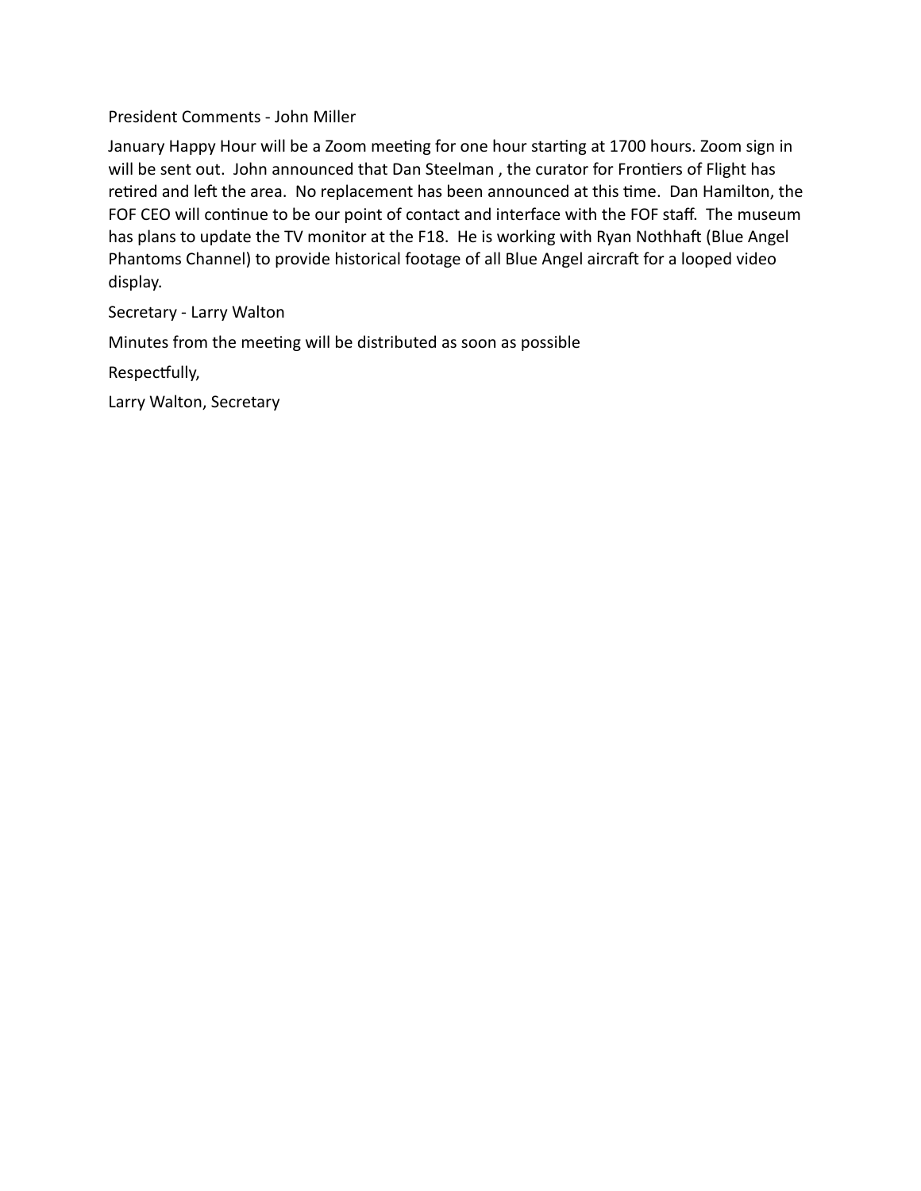President Comments - John Miller

January Happy Hour will be a Zoom meeting for one hour starting at 1700 hours. Zoom sign in will be sent out. John announced that Dan Steelman , the curator for Frontiers of Flight has retired and left the area. No replacement has been announced at this time. Dan Hamilton, the FOF CEO will continue to be our point of contact and interface with the FOF staff. The museum has plans to update the TV monitor at the F18. He is working with Ryan Nothhaft (Blue Angel Phantoms Channel) to provide historical footage of all Blue Angel aircraft for a looped video display.

Secretary - Larry Walton

Minutes from the meeting will be distributed as soon as possible

Respectfully,

Larry Walton, Secretary